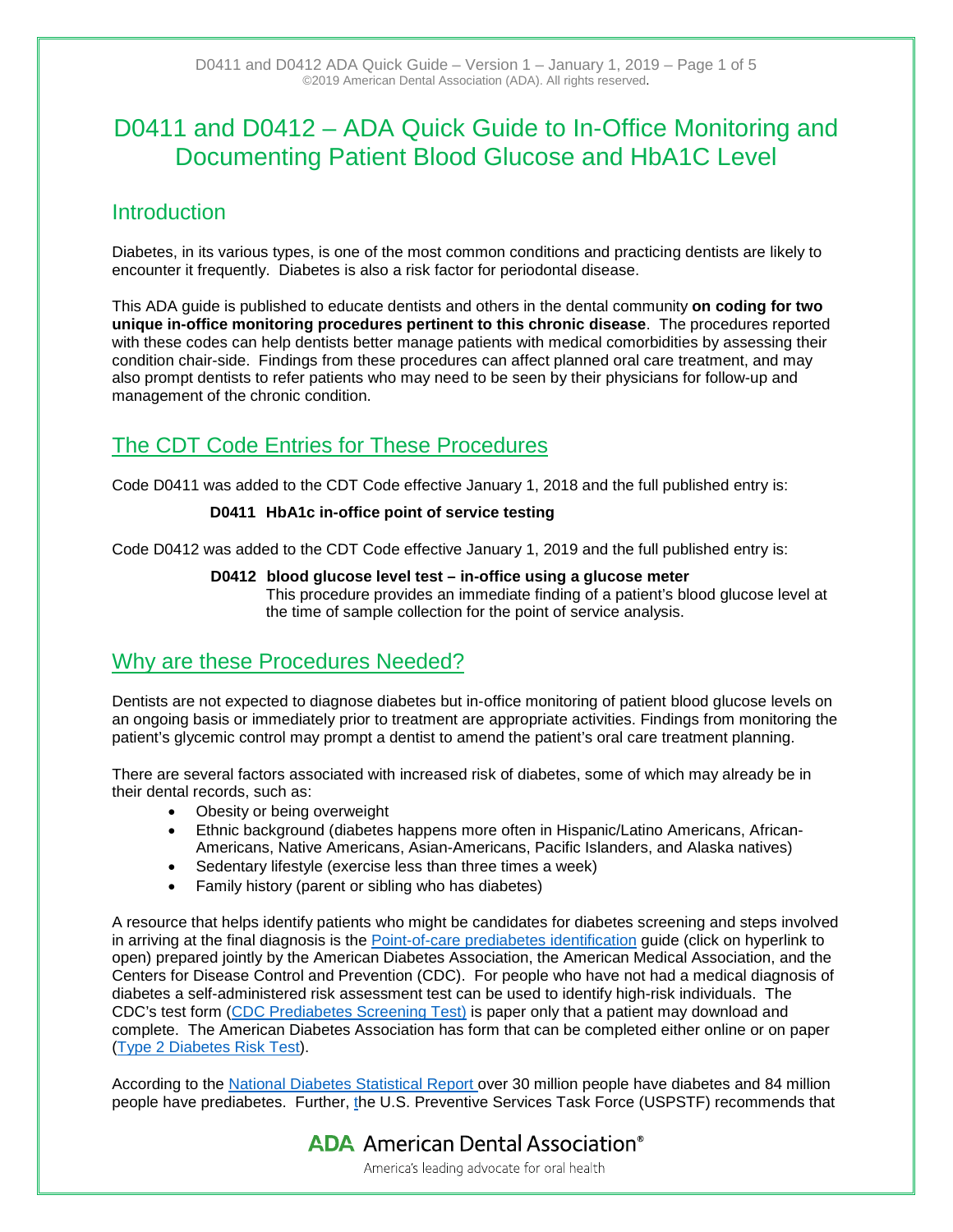# D0411 and D0412 – ADA Quick Guide to In-Office Monitoring and Documenting Patient Blood Glucose and HbA1C Level

## Introduction

Diabetes, in its various types, is one of the most common conditions and practicing dentists are likely to encounter it frequently. Diabetes is also a risk factor for periodontal disease.

This ADA guide is published to educate dentists and others in the dental community **on coding for two unique in-office monitoring procedures pertinent to this chronic disease**. The procedures reported with these codes can help dentists better manage patients with medical comorbidities by assessing their condition chair-side. Findings from these procedures can affect planned oral care treatment, and may also prompt dentists to refer patients who may need to be seen by their physicians for follow-up and management of the chronic condition.

## The CDT Code Entries for These Procedures

Code D0411 was added to the CDT Code effective January 1, 2018 and the full published entry is:

> **D0411 HbA1c in-office point of service testing**

Code D0412 was added to the CDT Code effective January 1, 2019 and the full published entry is:

> **D0412 blood glucose level test – in-office using a glucose meter**
> This procedure provides an immediate finding of a patient's blood glucose level at the time of sample collection for the point of service analysis.

## Why are these Procedures Needed?

Dentists are not expected to diagnose diabetes but in-office monitoring of patient blood glucose levels on an ongoing basis or immediately prior to treatment are appropriate activities. Findings from monitoring the patient's glycemic control may prompt a dentist to amend the patient's oral care treatment planning.

There are several factors associated with increased risk of diabetes, some of which may already be in their dental records, such as:

- Obesity or being overweight
- Ethnic background (diabetes happens more often in Hispanic/Latino Americans, African-Americans, Native Americans, Asian-Americans, Pacific Islanders, and Alaska natives)
- Sedentary lifestyle (exercise less than three times a week)
- Family history (parent or sibling who has diabetes)

A resource that helps identify patients who might be candidates for diabetes screening and steps involved in arriving at the final diagnosis is the Point-of-care prediabetes identification guide (click on hyperlink to open) prepared jointly by the American Diabetes Association, the American Medical Association, and the Centers for Disease Control and Prevention (CDC). For people who have not had a medical diagnosis of diabetes a self-administered risk assessment test can be used to identify high-risk individuals. The CDC's test form (CDC Prediabetes Screening Test) is paper only that a patient may download and complete. The American Diabetes Association has form that can be completed either online or on paper (Type 2 Diabetes Risk Test).

According to the National Diabetes Statistical Report over 30 million people have diabetes and 84 million people have prediabetes. Further, the U.S. Preventive Services Task Force (USPSTF) recommends that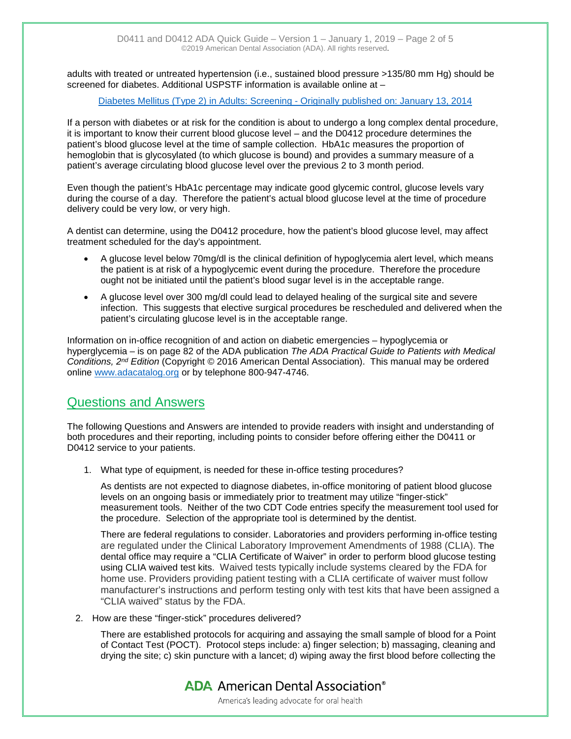adults with treated or untreated hypertension (i.e., sustained blood pressure >135/80 mm Hg) should be screened for diabetes. Additional USPSTF information is available online at –

Diabetes Mellitus (Type 2) in Adults: Screening - Originally published on: January 13, 2014

If a person with diabetes or at risk for the condition is about to undergo a long complex dental procedure, it is important to know their current blood glucose level – and the D0412 procedure determines the patient's blood glucose level at the time of sample collection. HbA1c measures the proportion of hemoglobin that is glycosylated (to which glucose is bound) and provides a summary measure of a patient's average circulating blood glucose level over the previous 2 to 3 month period.

Even though the patient's HbA1c percentage may indicate good glycemic control, glucose levels vary during the course of a day. Therefore the patient's actual blood glucose level at the time of procedure delivery could be very low, or very high.

A dentist can determine, using the D0412 procedure, how the patient's blood glucose level, may affect treatment scheduled for the day's appointment.

- A glucose level below 70mg/dl is the clinical definition of hypoglycemia alert level, which means the patient is at risk of a hypoglycemic event during the procedure. Therefore the procedure ought not be initiated until the patient's blood sugar level is in the acceptable range.
- A glucose level over 300 mg/dl could lead to delayed healing of the surgical site and severe infection. This suggests that elective surgical procedures be rescheduled and delivered when the patient's circulating glucose level is in the acceptable range.

Information on in-office recognition of and action on diabetic emergencies – hypoglycemia or hyperglycemia – is on page 82 of the ADA publication *The ADA Practical Guide to Patients with Medical Conditions, 2nd Edition* (Copyright © 2016 American Dental Association). This manual may be ordered online www.adacatalog.org or by telephone 800-947-4746.

## Questions and Answers

The following Questions and Answers are intended to provide readers with insight and understanding of both procedures and their reporting, including points to consider before offering either the D0411 or D0412 service to your patients.

1. What type of equipment, is needed for these in-office testing procedures?

   As dentists are not expected to diagnose diabetes, in-office monitoring of patient blood glucose levels on an ongoing basis or immediately prior to treatment may utilize "finger-stick" measurement tools. Neither of the two CDT Code entries specify the measurement tool used for the procedure. Selection of the appropriate tool is determined by the dentist.

   There are federal regulations to consider. Laboratories and providers performing in-office testing are regulated under the Clinical Laboratory Improvement Amendments of 1988 (CLIA). The dental office may require a "CLIA Certificate of Waiver" in order to perform blood glucose testing using CLIA waived test kits. Waived tests typically include systems cleared by the FDA for home use. Providers providing patient testing with a CLIA certificate of waiver must follow manufacturer's instructions and perform testing only with test kits that have been assigned a "CLIA waived" status by the FDA.

2. How are these "finger-stick" procedures delivered?

   There are established protocols for acquiring and assaying the small sample of blood for a Point of Contact Test (POCT). Protocol steps include: a) finger selection; b) massaging, cleaning and drying the site; c) skin puncture with a lancet; d) wiping away the first blood before collecting the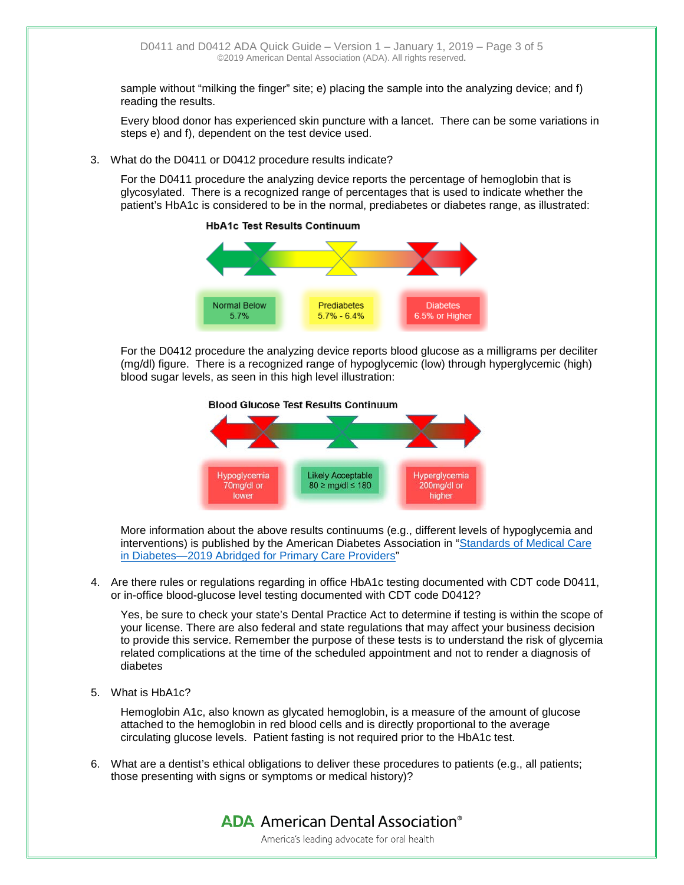sample without "milking the finger" site; e) placing the sample into the analyzing device; and f) reading the results.

Every blood donor has experienced skin puncture with a lancet. There can be some variations in steps e) and f), dependent on the test device used.

3. What do the D0411 or D0412 procedure results indicate?

   For the D0411 procedure the analyzing device reports the percentage of hemoglobin that is glycosylated. There is a recognized range of percentages that is used to indicate whether the patient's HbA1c is considered to be in the normal, prediabetes or diabetes range, as illustrated:

   **HbA1c Test Results Continuum**

   | Normal Below 5.7% | Prediabetes 5.7% - 6.4% | Diabetes 6.5% or Higher |
   |---|---|---|

   For the D0412 procedure the analyzing device reports blood glucose as a milligrams per deciliter (mg/dl) figure. There is a recognized range of hypoglycemic (low) through hyperglycemic (high) blood sugar levels, as seen in this high level illustration:

   **Blood Glucose Test Results Continuum**

   | Hypoglycemia 70mg/dl or lower | Likely Acceptable $80 \geq$ mg/dl $\leq 180$ | Hyperglycemia 200mg/dl or higher |
   |---|---|---|

   More information about the above results continuums (e.g., different levels of hypoglycemia and interventions) is published by the American Diabetes Association in "Standards of Medical Care in Diabetes—2019 Abridged for Primary Care Providers"

4. Are there rules or regulations regarding in office HbA1c testing documented with CDT code D0411, or in-office blood-glucose level testing documented with CDT code D0412?

   Yes, be sure to check your state's Dental Practice Act to determine if testing is within the scope of your license. There are also federal and state regulations that may affect your business decision to provide this service. Remember the purpose of these tests is to understand the risk of glycemia related complications at the time of the scheduled appointment and not to render a diagnosis of diabetes

5. What is HbA1c?

   Hemoglobin A1c, also known as glycated hemoglobin, is a measure of the amount of glucose attached to the hemoglobin in red blood cells and is directly proportional to the average circulating glucose levels. Patient fasting is not required prior to the HbA1c test.

6. What are a dentist's ethical obligations to deliver these procedures to patients (e.g., all patients; those presenting with signs or symptoms or medical history)?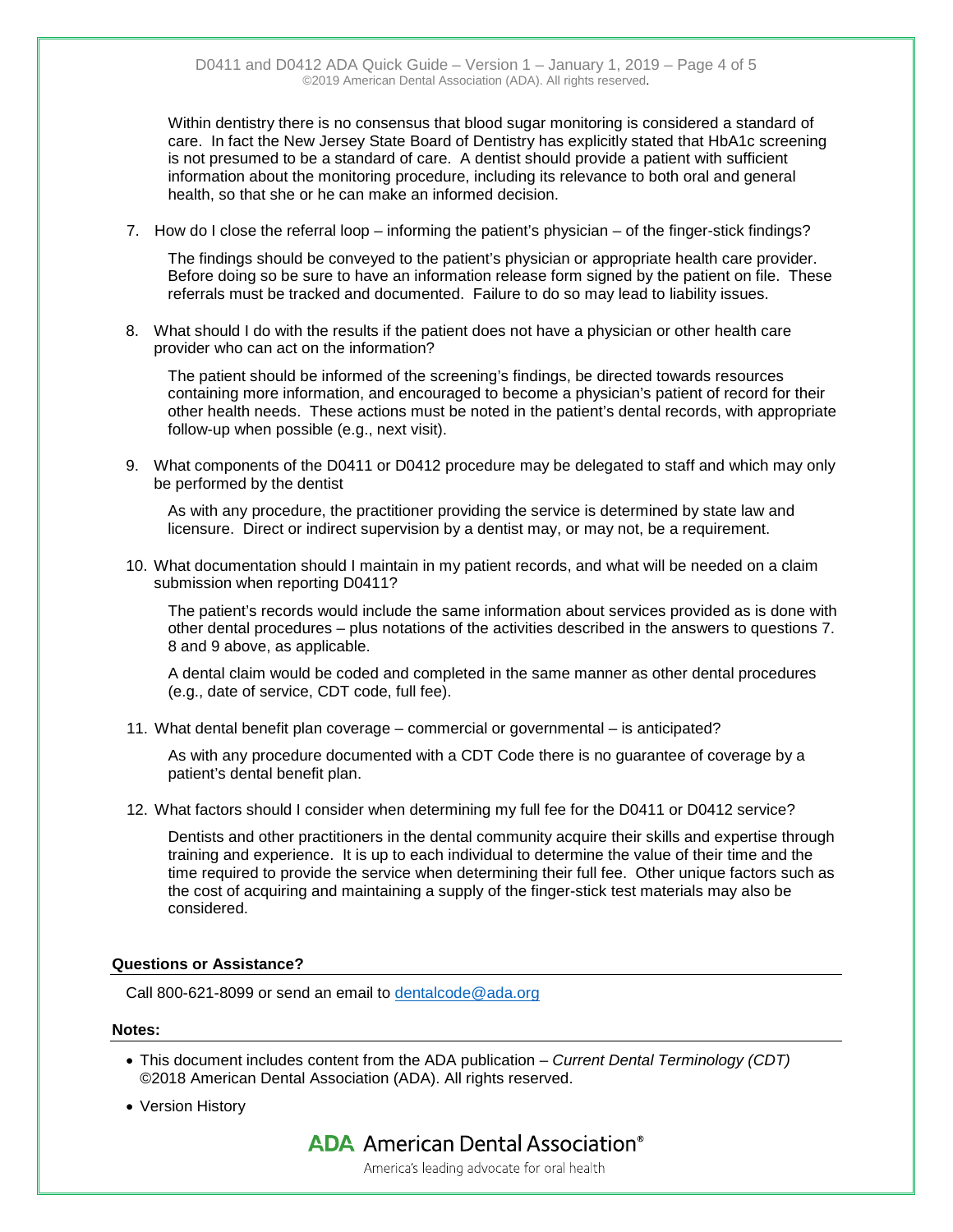Within dentistry there is no consensus that blood sugar monitoring is considered a standard of care. In fact the New Jersey State Board of Dentistry has explicitly stated that HbA1c screening is not presumed to be a standard of care. A dentist should provide a patient with sufficient information about the monitoring procedure, including its relevance to both oral and general health, so that she or he can make an informed decision.

7. How do I close the referral loop – informing the patient's physician – of the finger-stick findings?

   The findings should be conveyed to the patient's physician or appropriate health care provider. Before doing so be sure to have an information release form signed by the patient on file. These referrals must be tracked and documented. Failure to do so may lead to liability issues.

8. What should I do with the results if the patient does not have a physician or other health care provider who can act on the information?

   The patient should be informed of the screening's findings, be directed towards resources containing more information, and encouraged to become a physician's patient of record for their other health needs. These actions must be noted in the patient's dental records, with appropriate follow-up when possible (e.g., next visit).

9. What components of the D0411 or D0412 procedure may be delegated to staff and which may only be performed by the dentist

   As with any procedure, the practitioner providing the service is determined by state law and licensure. Direct or indirect supervision by a dentist may, or may not, be a requirement.

10. What documentation should I maintain in my patient records, and what will be needed on a claim submission when reporting D0411?

    The patient's records would include the same information about services provided as is done with other dental procedures – plus notations of the activities described in the answers to questions 7. 8 and 9 above, as applicable.

    A dental claim would be coded and completed in the same manner as other dental procedures (e.g., date of service, CDT code, full fee).

11. What dental benefit plan coverage – commercial or governmental – is anticipated?

    As with any procedure documented with a CDT Code there is no guarantee of coverage by a patient's dental benefit plan.

12. What factors should I consider when determining my full fee for the D0411 or D0412 service?

    Dentists and other practitioners in the dental community acquire their skills and expertise through training and experience. It is up to each individual to determine the value of their time and the time required to provide the service when determining their full fee. Other unique factors such as the cost of acquiring and maintaining a supply of the finger-stick test materials may also be considered.

### Questions or Assistance?

Call 800-621-8099 or send an email to dentalcode@ada.org

### Notes:

- This document includes content from the ADA publication – *Current Dental Terminology (CDT)* ©2018 American Dental Association (ADA). All rights reserved.
- Version History

**ADA** American Dental Association®

America's leading advocate for oral health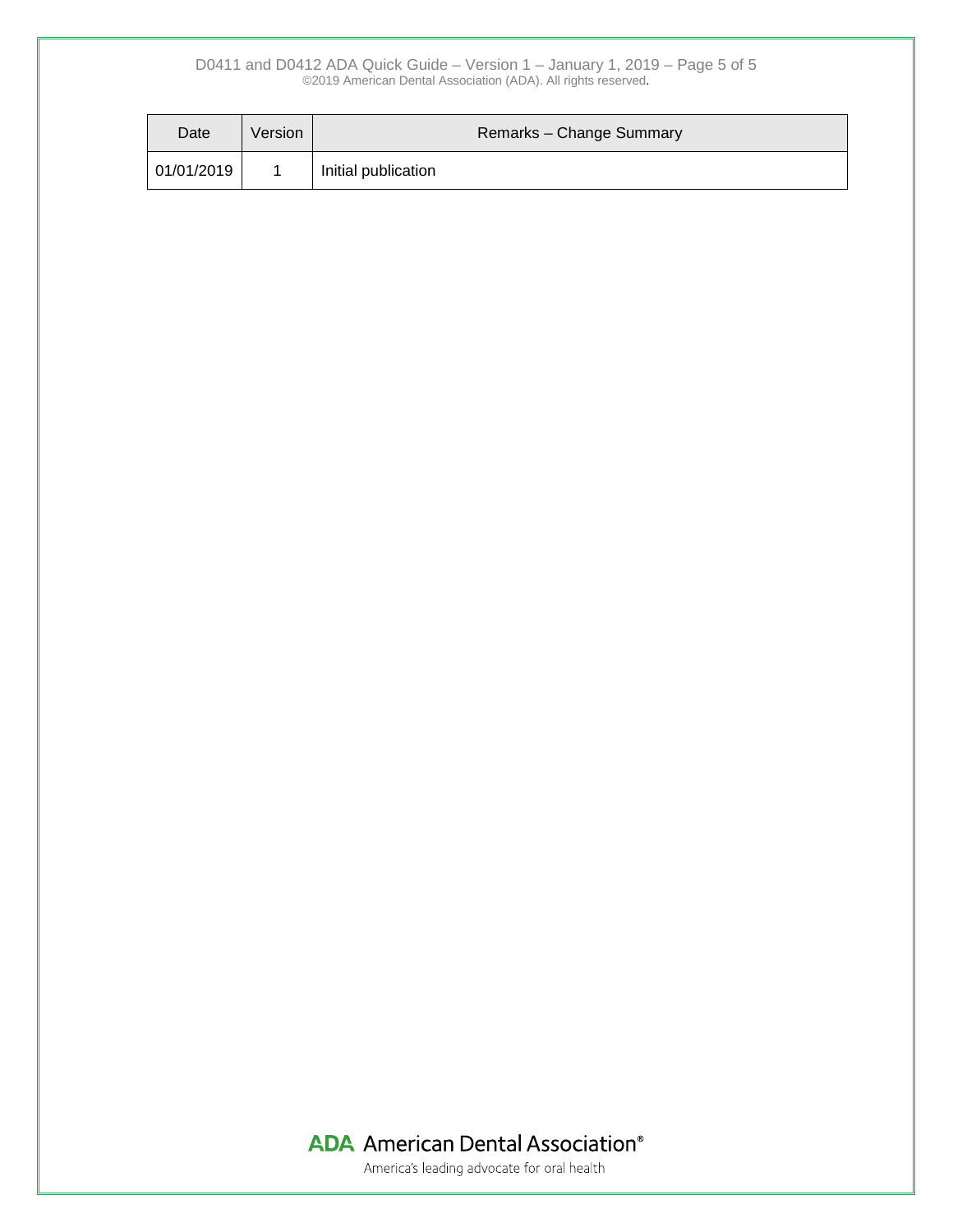| Date | Version | Remarks – Change Summary |
|---|---|---|
| 01/01/2019 | 1 | Initial publication |

ADA American Dental Association®

America's leading advocate for oral health